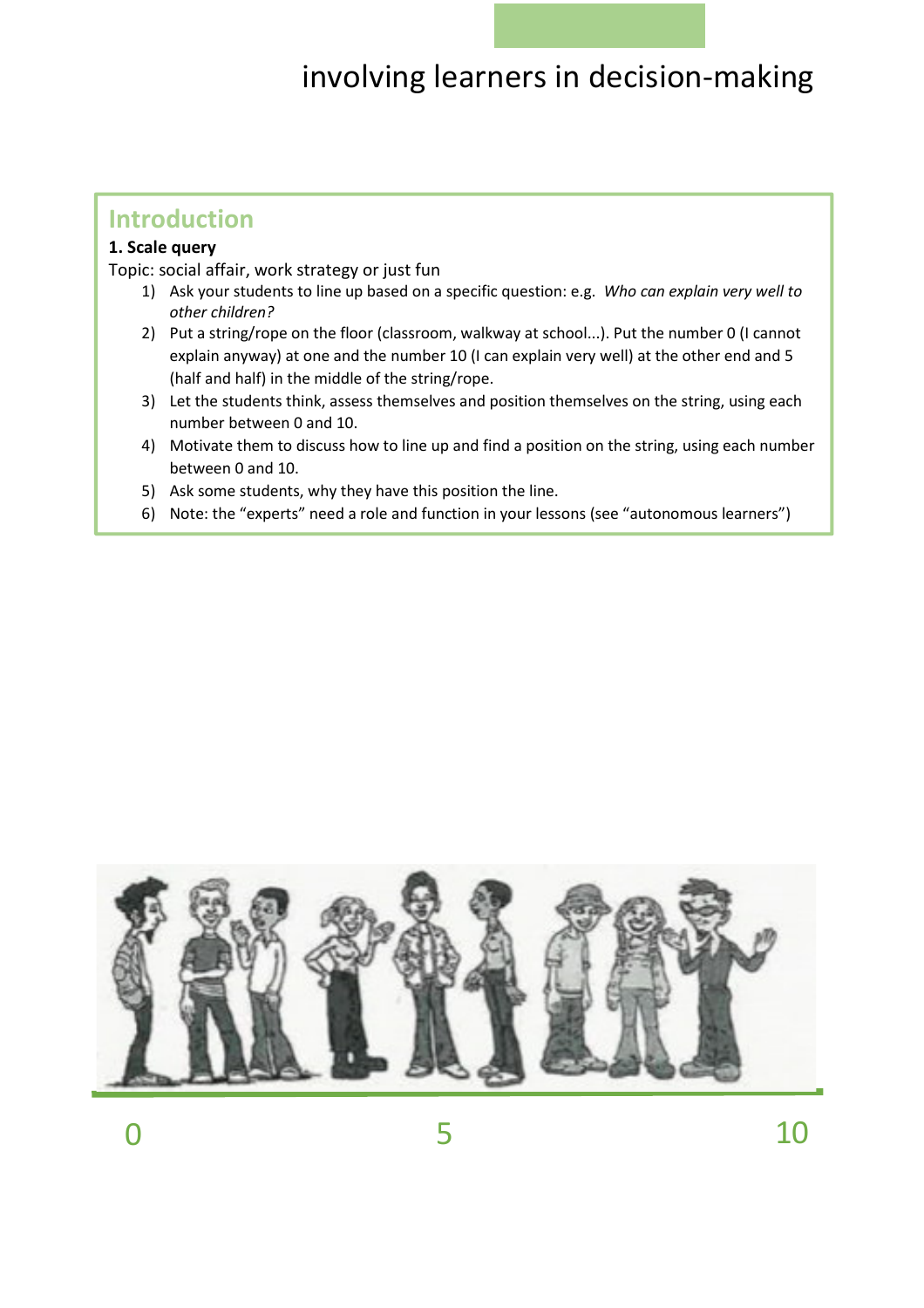# involving learners in decision-making

## Introduction

**1. Scale query**

Topic: social affair, work strategy or just fun

1) Ask your students to line up based on a specific question: e.g. *Who can explain very well to other children?*
2) Put a string/rope on the floor (classroom, walkway at school...). Put the number 0 (I cannot explain anyway) at one and the number 10 (I can explain very well) at the other end and 5 (half and half) in the middle of the string/rope.
3) Let the students think, assess themselves and position themselves on the string, using each number between 0 and 10.
4) Motivate them to discuss how to line up and find a position on the string, using each number between 0 and 10.
5) Ask some students, why they have this position the line.
6) Note: the "experts" need a role and function in your lessons (see "autonomous learners")

0 5 10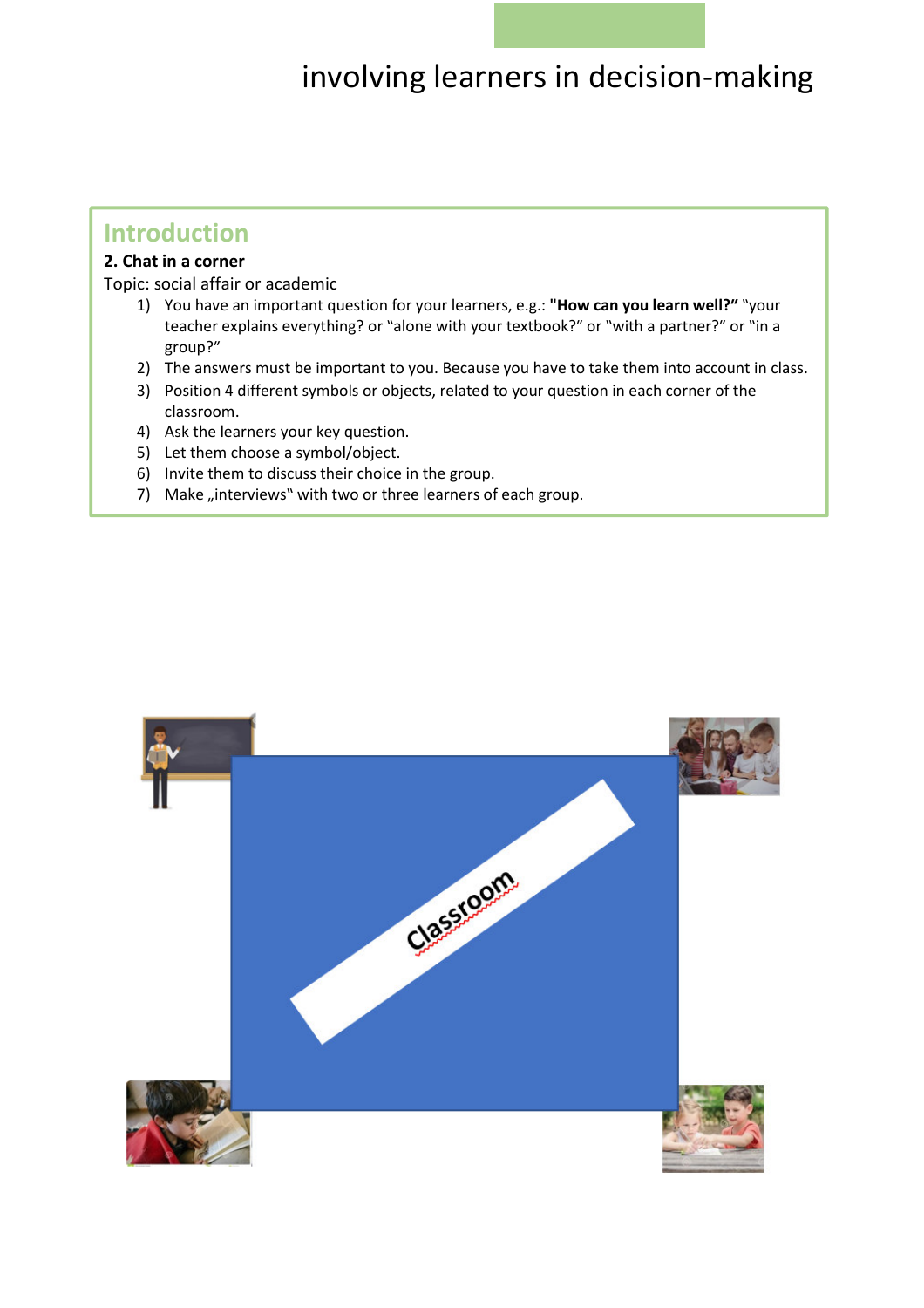# involving learners in decision-making

## Introduction

**2. Chat in a corner**

Topic: social affair or academic

1) You have an important question for your learners, e.g.: **"How can you learn well?"** "your teacher explains everything? or "alone with your textbook?" or "with a partner?" or "in a group?"
2) The answers must be important to you. Because you have to take them into account in class.
3) Position 4 different symbols or objects, related to your question in each corner of the classroom.
4) Ask the learners your key question.
5) Let them choose a symbol/object.
6) Invite them to discuss their choice in the group.
7) Make „interviews" with two or three learners of each group.

Classroom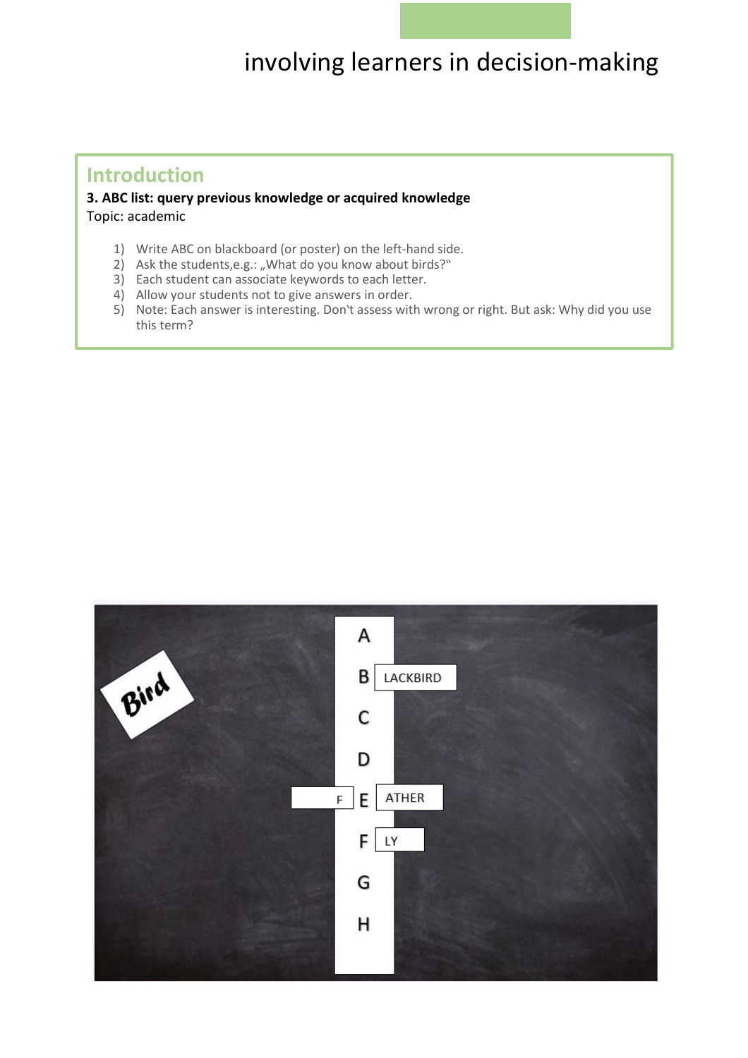involving learners in decision-making

## Introduction

**3. ABC list: query previous knowledge or acquired knowledge**

Topic: academic

1) Write ABC on blackboard (or poster) on the left-hand side.
2) Ask the students,e.g.: „What do you know about birds?"
3) Each student can associate keywords to each letter.
4) Allow your students not to give answers in order.
5) Note: Each answer is interesting. Don't assess with wrong or right. But ask: Why did you use this term?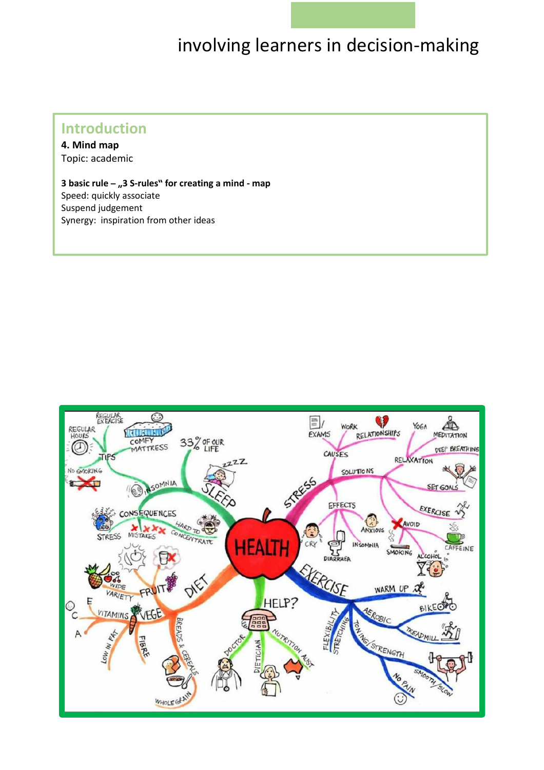## Introduction

**4. Mind map**

Topic: academic

**3 basic rule – „3 S-rules" for creating a mind - map**

Speed: quickly associate

Suspend judgement

Synergy: inspiration from other ideas

HEALTH

SLEEP
33% OF OUR LIFE
ZZZ
INSOMNIA
TIPS
REGULAR EXERCISE
COMFY MATTRESS
REGULAR HOURS
NO SMOKING
CONSEQUENCES
STRESS
MISTAKES
HARD TO CONCENTRATE

STRESS
CAUSES
EXAMS
WORK
RELATIONSHIPS
SOLUTIONS
RELAXATION
YOGA
MEDITATION
DEEP BREATHING
SET GOALS
EXERCISE
AVOID
CAFFEINE
ALCOHOL
SMOKING
EFFECTS
CRY
DIARRHEA
INSOMNIA
ANXIOUS

DIET
FRUIT
WIDE VARIETY
VEGE
VITAMINS
E
C
A
LOW IN FAT
FIBRE
BREADS & CEREALS
WHOLEGRAIN

HELP?
DOCTOR
DIETICIAN
NUTRITION AUST

EXERCISE
WARM UP
AEROBIC
BIKE
TREADMILL
TONING/STRENGTH
SMOOTH/SLOW
NO PAIN
FLEXIBILITY STRETCHING